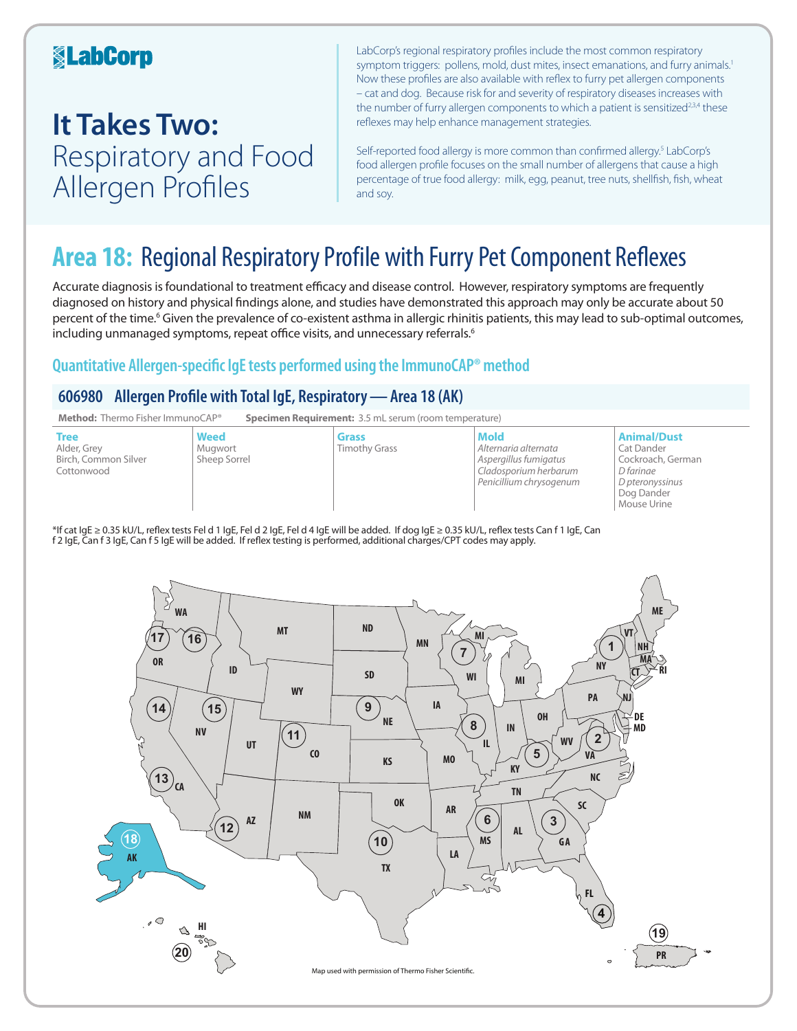# LabCorp

# It Takes Two: Respiratory and Food Allergen Profiles

LabCorp's regional respiratory profiles include the most common respiratory symptom triggers: pollens, mold, dust mites, insect emanations, and furry animals.[1] Now these profiles are also available with reflex to furry pet allergen components – cat and dog. Because risk for and severity of respiratory diseases increases with the number of furry allergen components to which a patient is sensitized[2,3,4] these reflexes may help enhance management strategies.

Self-reported food allergy is more common than confirmed allergy.[5] LabCorp's food allergen profile focuses on the small number of allergens that cause a high percentage of true food allergy: milk, egg, peanut, tree nuts, shellfish, fish, wheat and soy.

## Area 18: Regional Respiratory Profile with Furry Pet Component Reflexes

Accurate diagnosis is foundational to treatment efficacy and disease control. However, respiratory symptoms are frequently diagnosed on history and physical findings alone, and studies have demonstrated this approach may only be accurate about 50 percent of the time.[6] Given the prevalence of co-existent asthma in allergic rhinitis patients, this may lead to sub-optimal outcomes, including unmanaged symptoms, repeat office visits, and unnecessary referrals.[6]

### Quantitative Allergen-specific IgE tests performed using the ImmunoCAP® method

### 606980 Allergen Profile with Total IgE, Respiratory — Area 18 (AK)

**Method:** Thermo Fisher ImmunoCAP® **Specimen Requirement:** 3.5 mL serum (room temperature)

| Tree | Weed | Grass | Mold | Animal/Dust |
|---|---|---|---|---|
| Alder, Grey | Mugwort | Timothy Grass | *Alternaria alternata* | Cat Dander |
| Birch, Common Silver | Sheep Sorrel | | *Aspergillus fumigatus* | Cockroach, German |
| Cottonwood | | | *Cladosporium herbarum* | *D farinae* |
| | | | *Penicillium chrysogenum* | *D pteronyssinus* |
| | | | | Dog Dander |
| | | | | Mouse Urine |

*If cat IgE ≥ 0.35 kU/L, reflex tests Fel d 1 IgE, Fel d 2 IgE, Fel d 4 IgE will be added. If dog IgE ≥ 0.35 kU/L, reflex tests Can f 1 IgE, Can f 2 IgE, Can f 3 IgE, Can f 5 IgE will be added. If reflex testing is performed, additional charges/CPT codes may apply.

Map used with permission of Thermo Fisher Scientific.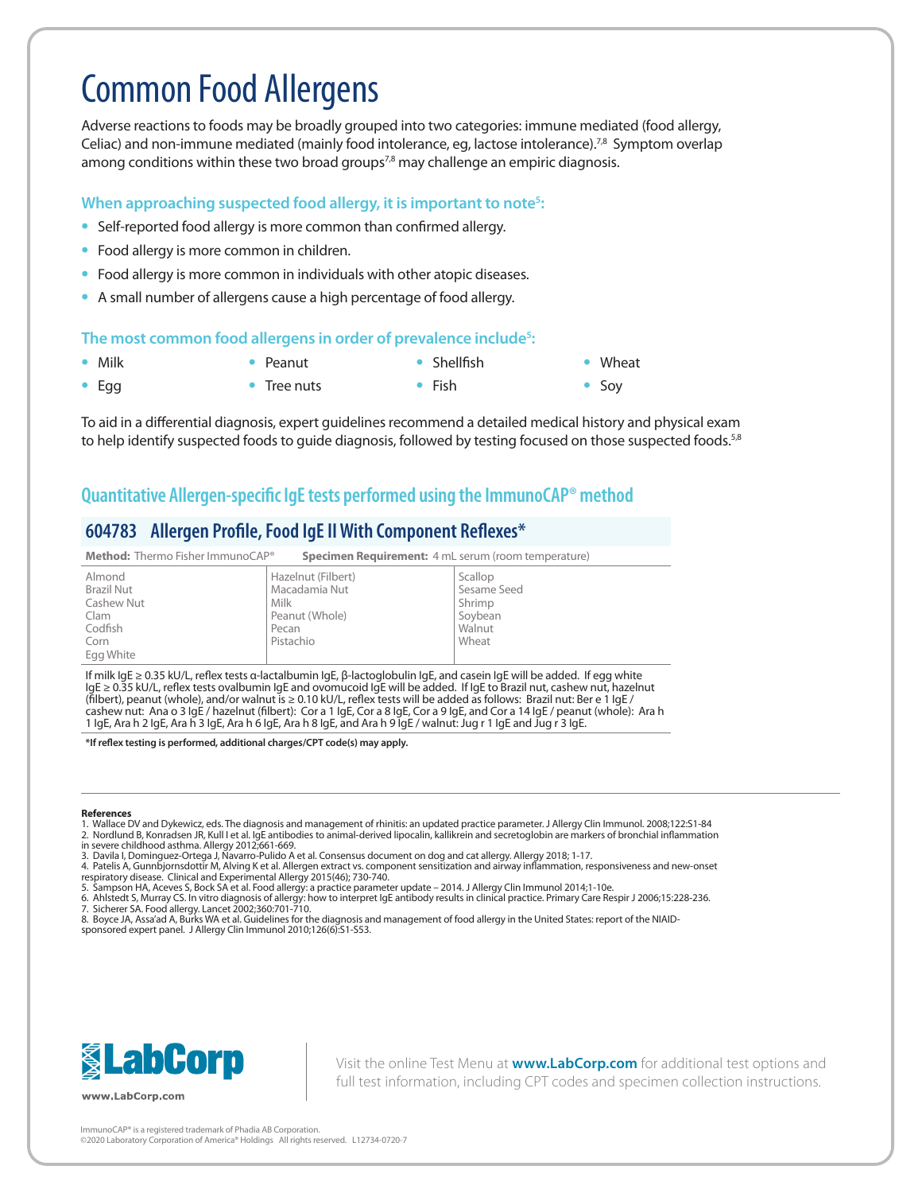# Common Food Allergens

Adverse reactions to foods may be broadly grouped into two categories: immune mediated (food allergy, Celiac) and non-immune mediated (mainly food intolerance, eg, lactose intolerance).[7,8] Symptom overlap among conditions within these two broad groups[7,8] may challenge an empiric diagnosis.

### When approaching suspected food allergy, it is important to note[5]:

- Self-reported food allergy is more common than confirmed allergy.
- Food allergy is more common in children.
- Food allergy is more common in individuals with other atopic diseases.
- A small number of allergens cause a high percentage of food allergy.

### The most common food allergens in order of prevalence include[5]:

- Milk
- Egg
- Peanut
- Tree nuts
- Shellfish
- Fish
- Wheat
- Soy

To aid in a differential diagnosis, expert guidelines recommend a detailed medical history and physical exam to help identify suspected foods to guide diagnosis, followed by testing focused on those suspected foods.[5,8]

## Quantitative Allergen-specific IgE tests performed using the ImmunoCAP® method

### 604783 Allergen Profile, Food IgE II With Component Reflexes*

**Method:** Thermo Fisher ImmunoCAP® **Specimen Requirement:** 4 mL serum (room temperature)

| | | |
|---|---|---|
| Almond | Hazelnut (Filbert) | Scallop |
| Brazil Nut | Macadamia Nut | Sesame Seed |
| Cashew Nut | Milk | Shrimp |
| Clam | Peanut (Whole) | Soybean |
| Codfish | Pecan | Walnut |
| Corn | Pistachio | Wheat |
| Egg White | | |

If milk IgE ≥ 0.35 kU/L, reflex tests α-lactalbumin IgE, β-lactoglobulin IgE, and casein IgE will be added. If egg white IgE ≥ 0.35 kU/L, reflex tests ovalbumin IgE and ovomucoid IgE will be added. If IgE to Brazil nut, cashew nut, hazelnut (filbert), peanut (whole), and/or walnut is ≥ 0.10 kU/L, reflex tests will be added as follows: Brazil nut: Ber e 1 IgE / cashew nut: Ana o 3 IgE / hazelnut (filbert): Cor a 1 IgE, Cor a 8 IgE, Cor a 9 IgE, and Cor a 14 IgE / peanut (whole): Ara h 1 IgE, Ara h 2 IgE, Ara h 3 IgE, Ara h 6 IgE, Ara h 8 IgE, and Ara h 9 IgE / walnut: Jug r 1 IgE and Jug r 3 IgE.

**\*If reflex testing is performed, additional charges/CPT code(s) may apply.**

**References**

1. Wallace DV and Dykewicz, eds. The diagnosis and management of rhinitis: an updated practice parameter. J Allergy Clin Immunol. 2008;122:S1-84
2. Nordlund B, Konradsen JR, Kull I et al. IgE antibodies to animal-derived lipocalin, kallikrein and secretoglobin are markers of bronchial inflammation in severe childhood asthma. Allergy 2012;661-669.
3. Davila I, Dominguez-Ortega J, Navarro-Pulido A et al. Consensus document on dog and cat allergy. Allergy 2018; 1-17.
4. Patelis A, Gunnbjornsdottir M, Alving K et al. Allergen extract vs. component sensitization and airway inflammation, responsiveness and new-onset respiratory disease. Clinical and Experimental Allergy 2015(46); 730-740.
5. Sampson HA, Aceves S, Bock SA et al. Food allergy: a practice parameter update – 2014. J Allergy Clin Immunol 2014;1-10e.
6. Ahlstedt S, Murray CS. In vitro diagnosis of allergy: how to interpret IgE antibody results in clinical practice. Primary Care Respir J 2006;15:228-236.
7. Sicherer SA. Food allergy. Lancet 2002;360:701-710.
8. Boyce JA, Assa'ad A, Burks WA et al. Guidelines for the diagnosis and management of food allergy in the United States: report of the NIAID-sponsored expert panel. J Allergy Clin Immunol 2010;126(6):S1-S53.

LabCorp

www.LabCorp.com

Visit the online Test Menu at **www.LabCorp.com** for additional test options and full test information, including CPT codes and specimen collection instructions.

ImmunoCAP® is a registered trademark of Phadia AB Corporation.
©2020 Laboratory Corporation of America® Holdings All rights reserved. L12734-0720-7